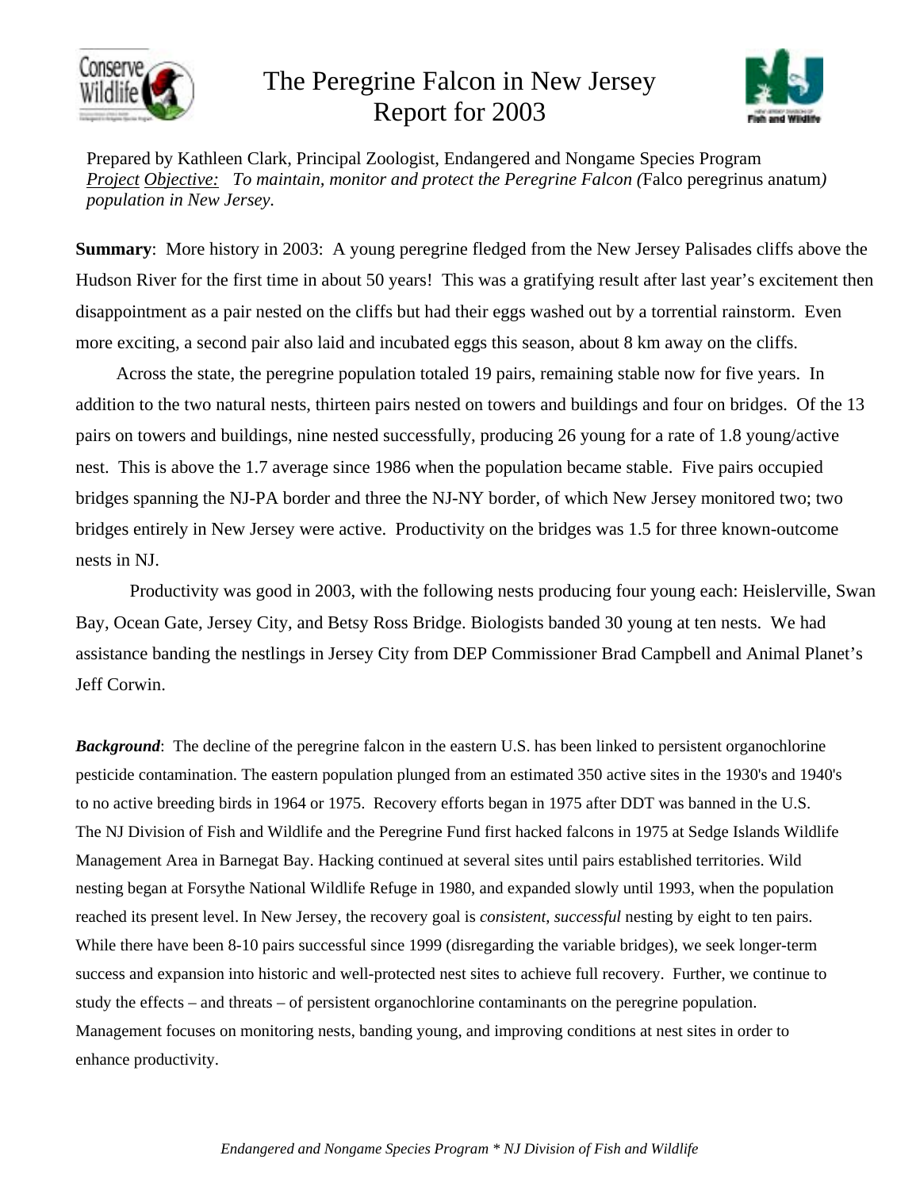# The Peregrine Falcon in New Jersey Report for 2003

Prepared by Kathleen Clark, Principal Zoologist, Endangered and Nongame Species Program
*Project Objective: To maintain, monitor and protect the Peregrine Falcon (*Falco peregrinus anatum*) population in New Jersey.*

**Summary**: More history in 2003: A young peregrine fledged from the New Jersey Palisades cliffs above the Hudson River for the first time in about 50 years! This was a gratifying result after last year's excitement then disappointment as a pair nested on the cliffs but had their eggs washed out by a torrential rainstorm. Even more exciting, a second pair also laid and incubated eggs this season, about 8 km away on the cliffs.

Across the state, the peregrine population totaled 19 pairs, remaining stable now for five years. In addition to the two natural nests, thirteen pairs nested on towers and buildings and four on bridges. Of the 13 pairs on towers and buildings, nine nested successfully, producing 26 young for a rate of 1.8 young/active nest. This is above the 1.7 average since 1986 when the population became stable. Five pairs occupied bridges spanning the NJ-PA border and three the NJ-NY border, of which New Jersey monitored two; two bridges entirely in New Jersey were active. Productivity on the bridges was 1.5 for three known-outcome nests in NJ.

Productivity was good in 2003, with the following nests producing four young each: Heislerville, Swan Bay, Ocean Gate, Jersey City, and Betsy Ross Bridge. Biologists banded 30 young at ten nests. We had assistance banding the nestlings in Jersey City from DEP Commissioner Brad Campbell and Animal Planet's Jeff Corwin.

***Background***: The decline of the peregrine falcon in the eastern U.S. has been linked to persistent organochlorine pesticide contamination. The eastern population plunged from an estimated 350 active sites in the 1930's and 1940's to no active breeding birds in 1964 or 1975. Recovery efforts began in 1975 after DDT was banned in the U.S. The NJ Division of Fish and Wildlife and the Peregrine Fund first hacked falcons in 1975 at Sedge Islands Wildlife Management Area in Barnegat Bay. Hacking continued at several sites until pairs established territories. Wild nesting began at Forsythe National Wildlife Refuge in 1980, and expanded slowly until 1993, when the population reached its present level. In New Jersey, the recovery goal is *consistent, successful* nesting by eight to ten pairs. While there have been 8-10 pairs successful since 1999 (disregarding the variable bridges), we seek longer-term success and expansion into historic and well-protected nest sites to achieve full recovery. Further, we continue to study the effects – and threats – of persistent organochlorine contaminants on the peregrine population. Management focuses on monitoring nests, banding young, and improving conditions at nest sites in order to enhance productivity.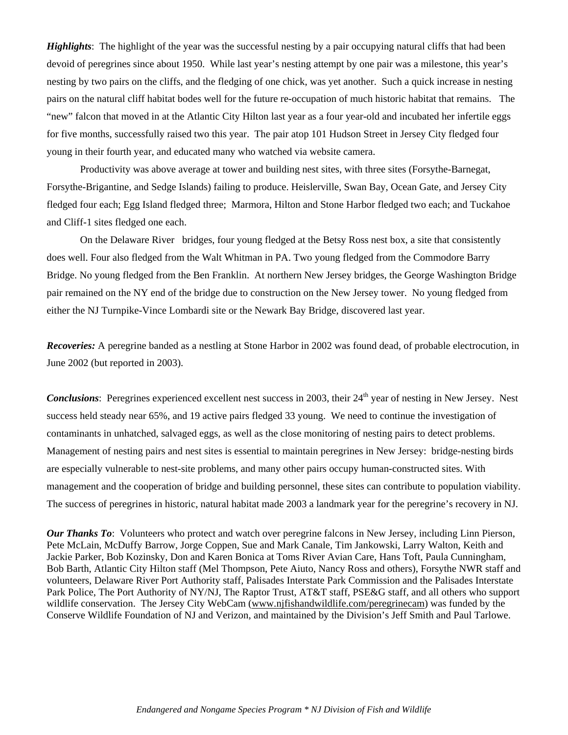***Highlights***: The highlight of the year was the successful nesting by a pair occupying natural cliffs that had been devoid of peregrines since about 1950. While last year's nesting attempt by one pair was a milestone, this year's nesting by two pairs on the cliffs, and the fledging of one chick, was yet another. Such a quick increase in nesting pairs on the natural cliff habitat bodes well for the future re-occupation of much historic habitat that remains. The "new" falcon that moved in at the Atlantic City Hilton last year as a four year-old and incubated her infertile eggs for five months, successfully raised two this year. The pair atop 101 Hudson Street in Jersey City fledged four young in their fourth year, and educated many who watched via website camera.

Productivity was above average at tower and building nest sites, with three sites (Forsythe-Barnegat, Forsythe-Brigantine, and Sedge Islands) failing to produce. Heislerville, Swan Bay, Ocean Gate, and Jersey City fledged four each; Egg Island fledged three; Marmora, Hilton and Stone Harbor fledged two each; and Tuckahoe and Cliff-1 sites fledged one each.

On the Delaware River bridges, four young fledged at the Betsy Ross nest box, a site that consistently does well. Four also fledged from the Walt Whitman in PA. Two young fledged from the Commodore Barry Bridge. No young fledged from the Ben Franklin. At northern New Jersey bridges, the George Washington Bridge pair remained on the NY end of the bridge due to construction on the New Jersey tower. No young fledged from either the NJ Turnpike-Vince Lombardi site or the Newark Bay Bridge, discovered last year.

***Recoveries:*** A peregrine banded as a nestling at Stone Harbor in 2002 was found dead, of probable electrocution, in June 2002 (but reported in 2003).

***Conclusions***: Peregrines experienced excellent nest success in 2003, their 24th year of nesting in New Jersey. Nest success held steady near 65%, and 19 active pairs fledged 33 young. We need to continue the investigation of contaminants in unhatched, salvaged eggs, as well as the close monitoring of nesting pairs to detect problems. Management of nesting pairs and nest sites is essential to maintain peregrines in New Jersey: bridge-nesting birds are especially vulnerable to nest-site problems, and many other pairs occupy human-constructed sites. With management and the cooperation of bridge and building personnel, these sites can contribute to population viability. The success of peregrines in historic, natural habitat made 2003 a landmark year for the peregrine's recovery in NJ.

***Our Thanks To***: Volunteers who protect and watch over peregrine falcons in New Jersey, including Linn Pierson, Pete McLain, McDuffy Barrow, Jorge Coppen, Sue and Mark Canale, Tim Jankowski, Larry Walton, Keith and Jackie Parker, Bob Kozinsky, Don and Karen Bonica at Toms River Avian Care, Hans Toft, Paula Cunningham, Bob Barth, Atlantic City Hilton staff (Mel Thompson, Pete Aiuto, Nancy Ross and others), Forsythe NWR staff and volunteers, Delaware River Port Authority staff, Palisades Interstate Park Commission and the Palisades Interstate Park Police, The Port Authority of NY/NJ, The Raptor Trust, AT&T staff, PSE&G staff, and all others who support wildlife conservation. The Jersey City WebCam (www.njfishandwildlife.com/peregrinecam) was funded by the Conserve Wildlife Foundation of NJ and Verizon, and maintained by the Division's Jeff Smith and Paul Tarlowe.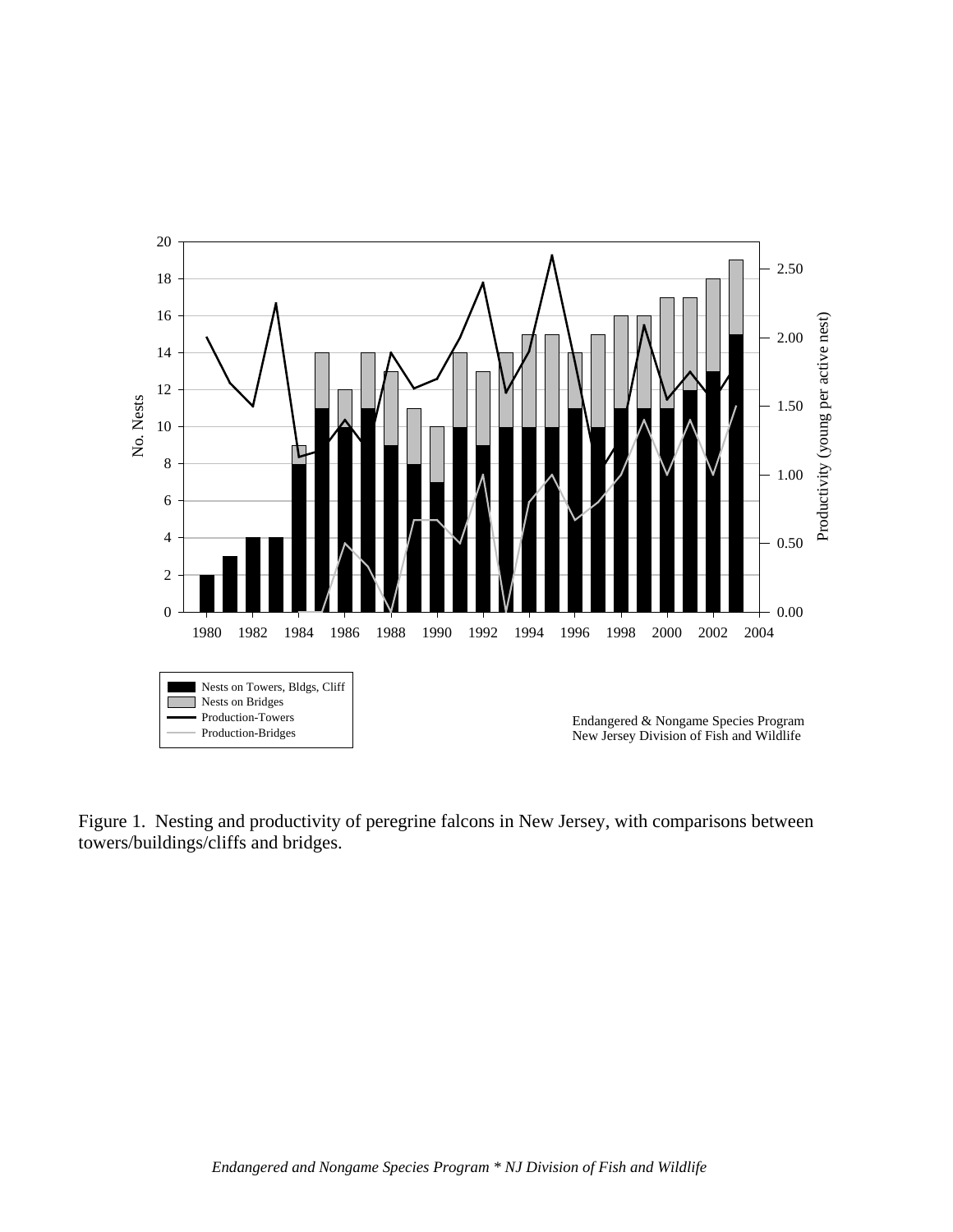20
18
16
14
12
10
8
6
4
2
0

No. Nests

2.50
2.00
1.50
1.00
0.50
0.00

Productivity (young per active nest)

1980 1982 1984 1986 1988 1990 1992 1994 1996 1998 2000 2002 2004

Nests on Towers, Bldgs, Cliff
Nests on Bridges
Production-Towers
Production-Bridges

Endangered & Nongame Species Program
New Jersey Division of Fish and Wildlife

Figure 1. Nesting and productivity of peregrine falcons in New Jersey, with comparisons between towers/buildings/cliffs and bridges.